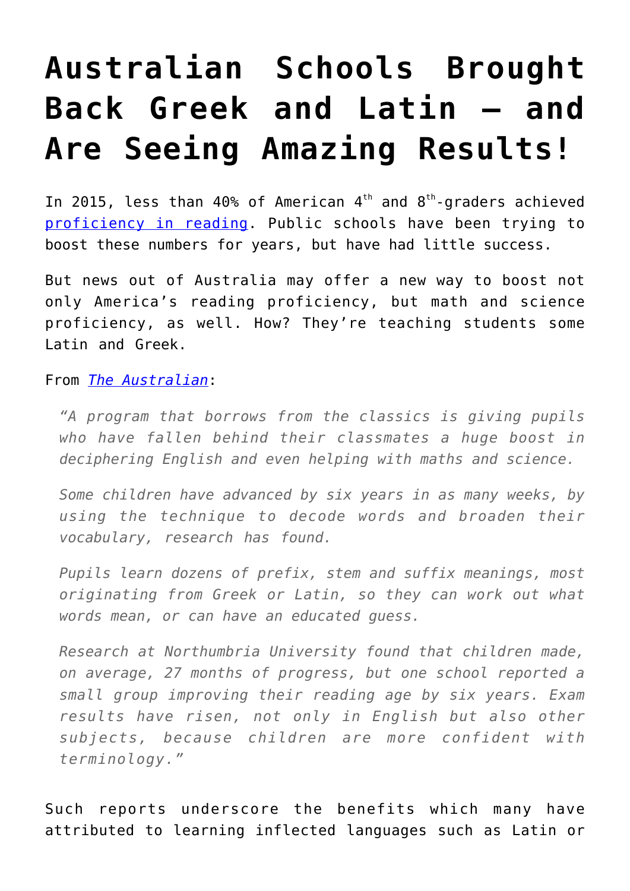# Australian Schools Brought Back Greek and Latin – and Are Seeing Amazing Results!

In 2015, less than 40% of American 4th and 8th-graders achieved [proficiency in reading](). Public schools have been trying to boost these numbers for years, but have had little success.

But news out of Australia may offer a new way to boost not only America's reading proficiency, but math and science proficiency, as well. How? They're teaching students some Latin and Greek.

From [*The Australian*]():

> *"A program that borrows from the classics is giving pupils who have fallen behind their classmates a huge boost in deciphering English and even helping with maths and science.*
>
> *Some children have advanced by six years in as many weeks, by using the technique to decode words and broaden their vocabulary, research has found.*
>
> *Pupils learn dozens of prefix, stem and suffix meanings, most originating from Greek or Latin, so they can work out what words mean, or can have an educated guess.*
>
> *Research at Northumbria University found that children made, on average, 27 months of progress, but one school reported a small group improving their reading age by six years. Exam results have risen, not only in English but also other subjects, because children are more confident with terminology."*

Such reports underscore the benefits which many have attributed to learning inflected languages such as Latin or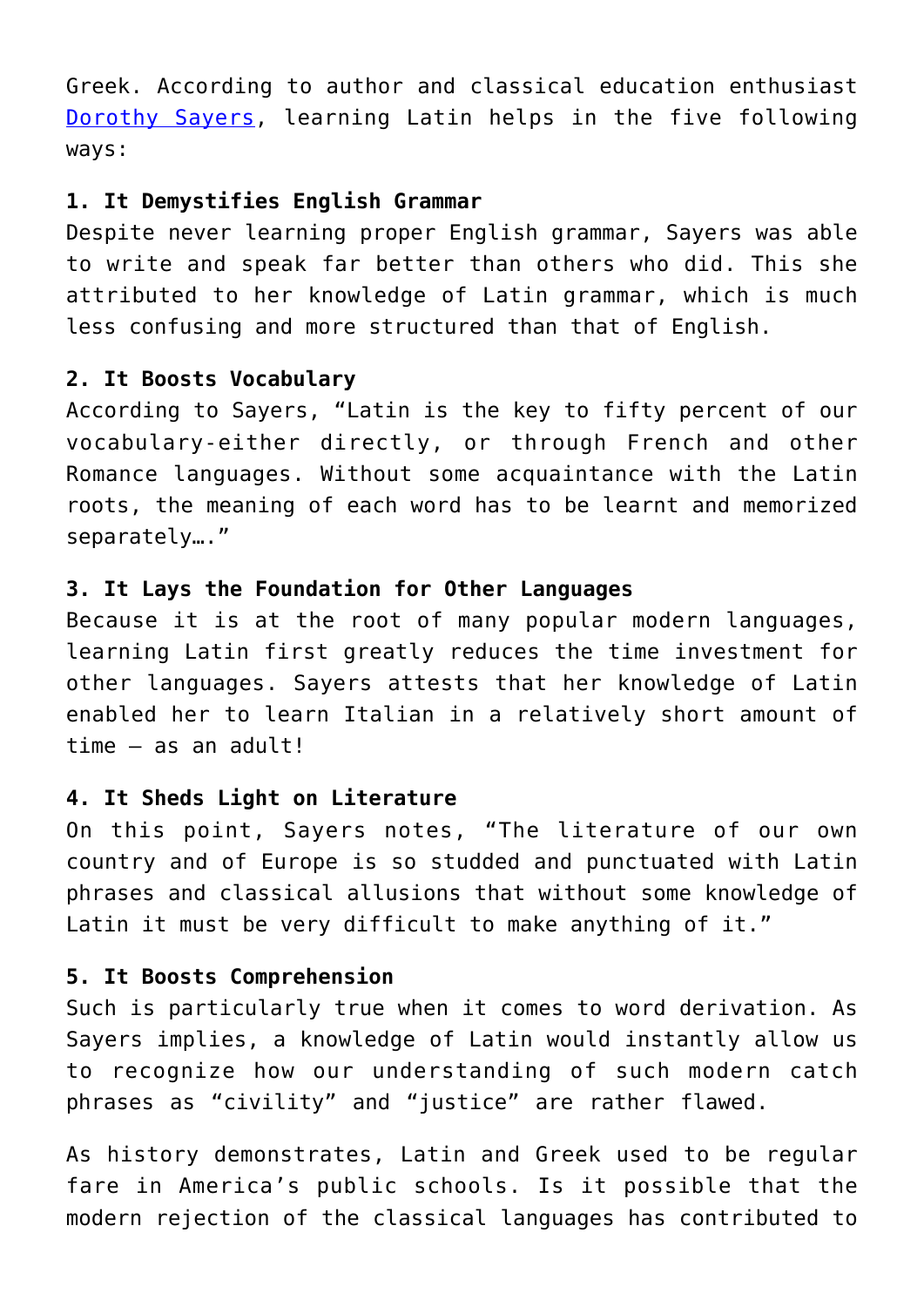Greek. According to author and classical education enthusiast [Dorothy Sayers](), learning Latin helps in the five following ways:

**1. It Demystifies English Grammar**
Despite never learning proper English grammar, Sayers was able to write and speak far better than others who did. This she attributed to her knowledge of Latin grammar, which is much less confusing and more structured than that of English.

**2. It Boosts Vocabulary**
According to Sayers, "Latin is the key to fifty percent of our vocabulary-either directly, or through French and other Romance languages. Without some acquaintance with the Latin roots, the meaning of each word has to be learnt and memorized separately…."

**3. It Lays the Foundation for Other Languages**
Because it is at the root of many popular modern languages, learning Latin first greatly reduces the time investment for other languages. Sayers attests that her knowledge of Latin enabled her to learn Italian in a relatively short amount of time – as an adult!

**4. It Sheds Light on Literature**
On this point, Sayers notes, "The literature of our own country and of Europe is so studded and punctuated with Latin phrases and classical allusions that without some knowledge of Latin it must be very difficult to make anything of it."

**5. It Boosts Comprehension**
Such is particularly true when it comes to word derivation. As Sayers implies, a knowledge of Latin would instantly allow us to recognize how our understanding of such modern catch phrases as "civility" and "justice" are rather flawed.

As history demonstrates, Latin and Greek used to be regular fare in America's public schools. Is it possible that the modern rejection of the classical languages has contributed to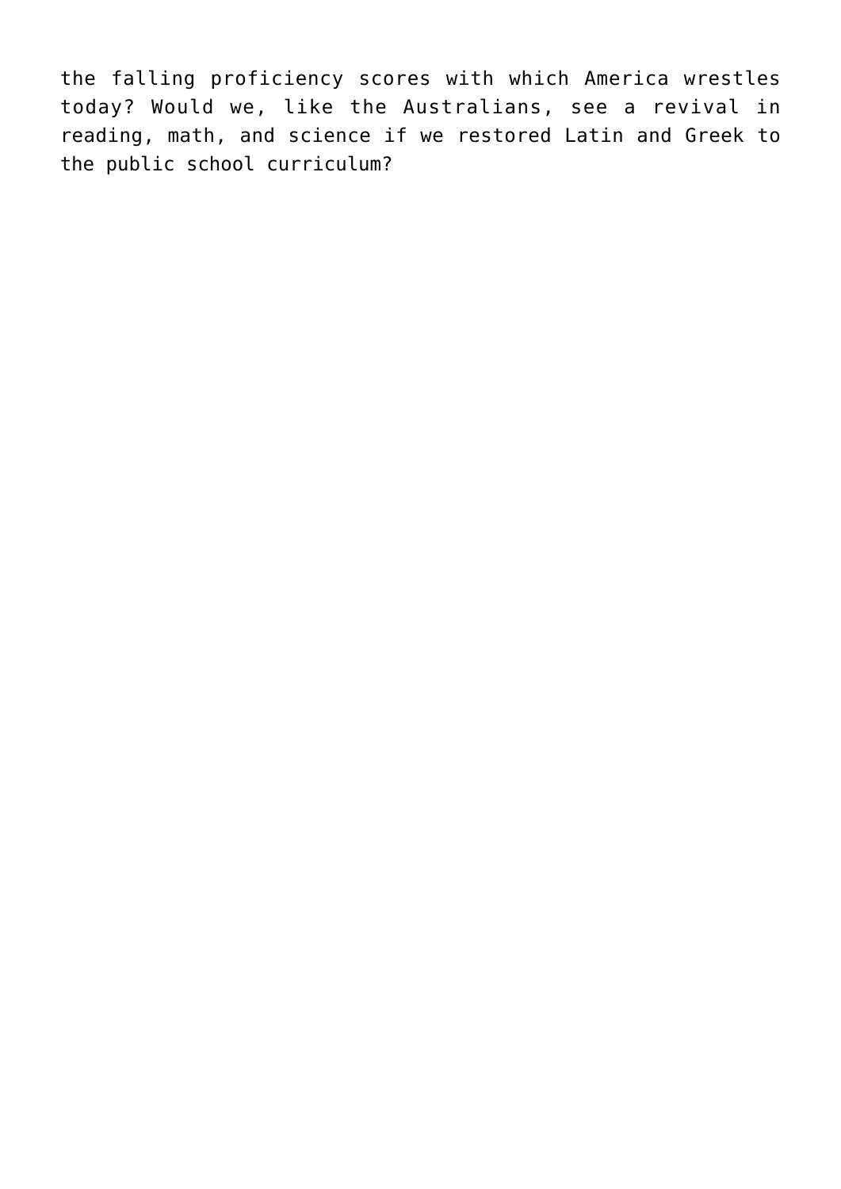the falling proficiency scores with which America wrestles today? Would we, like the Australians, see a revival in reading, math, and science if we restored Latin and Greek to the public school curriculum?